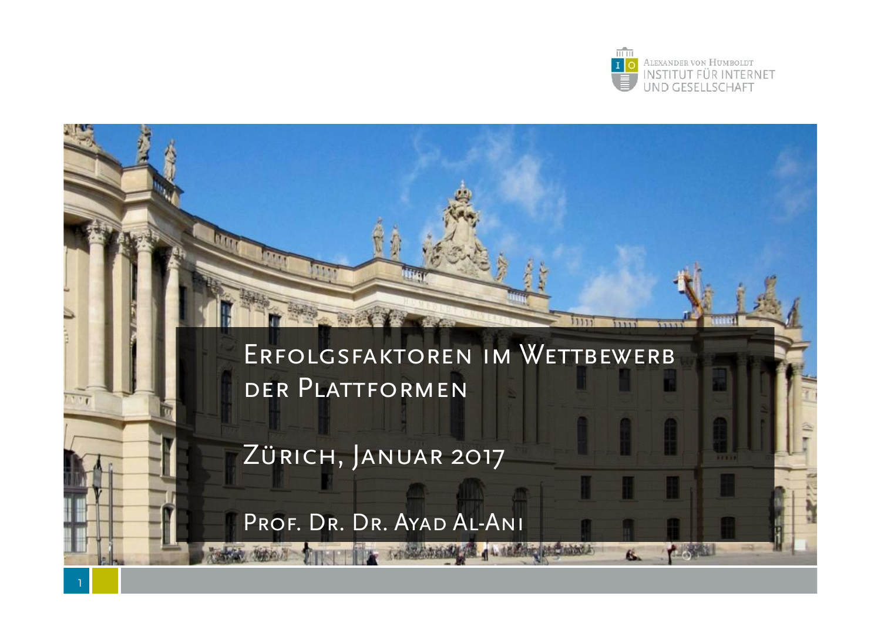Alexander von Humboldt
Institut für Internet und Gesellschaft

# Erfolgsfaktoren im Wettbewerb der Plattformen

Zürich, Januar 2017

Prof. Dr. Dr. Ayad Al-Ani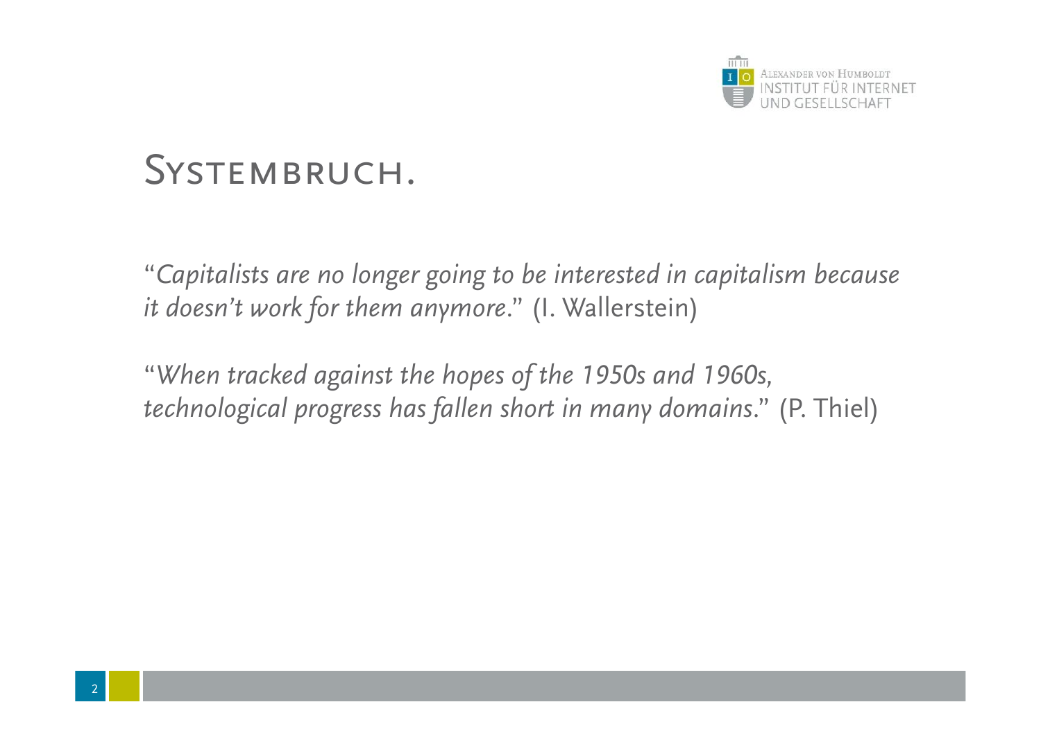# Systembruch.

"*Capitalists are no longer going to be interested in capitalism because it doesn't work for them anymore.*" (I. Wallerstein)

"*When tracked against the hopes of the 1950s and 1960s, technological progress has fallen short in many domains.*" (P. Thiel)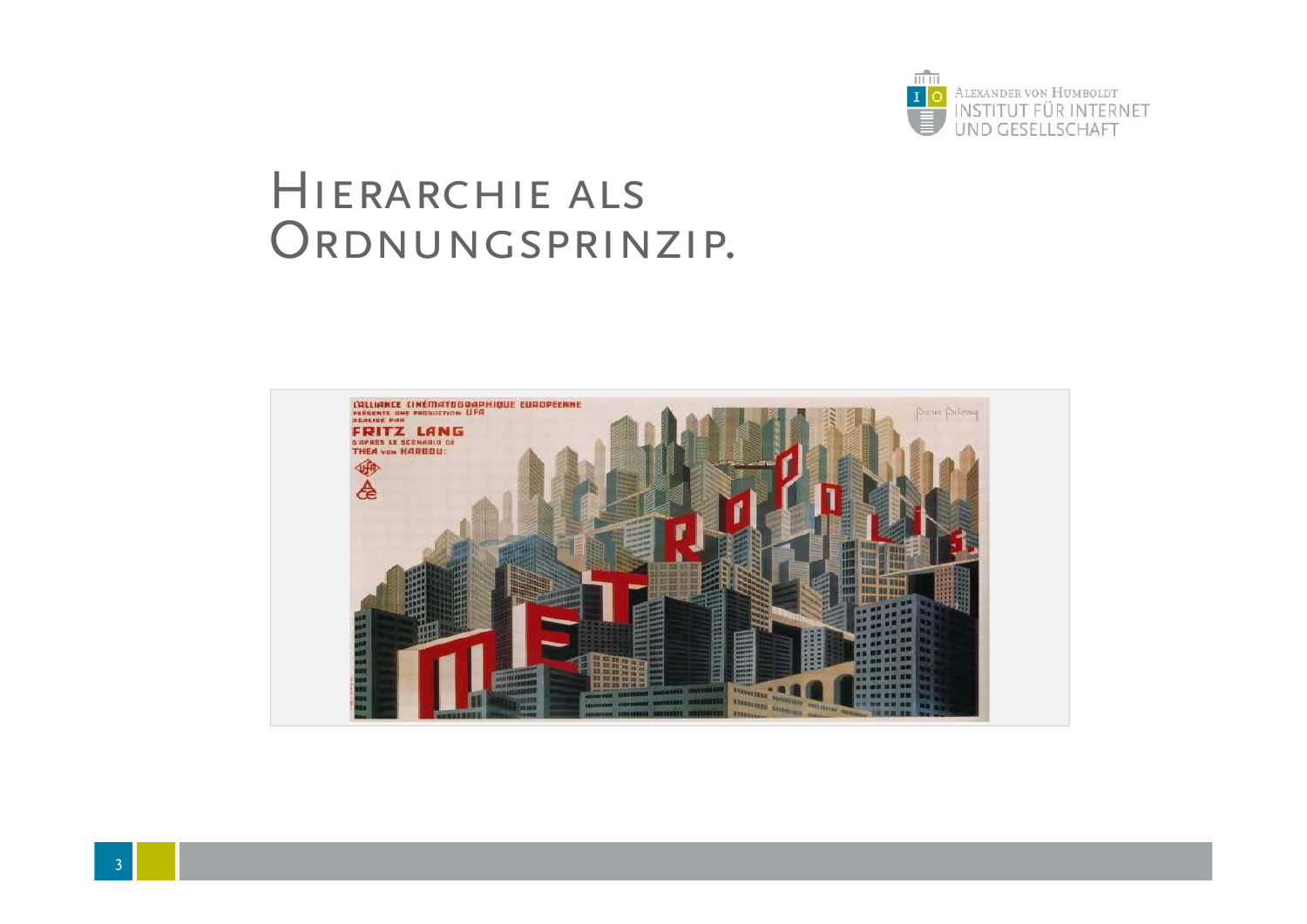# Hierarchie als Ordnungsprinzip.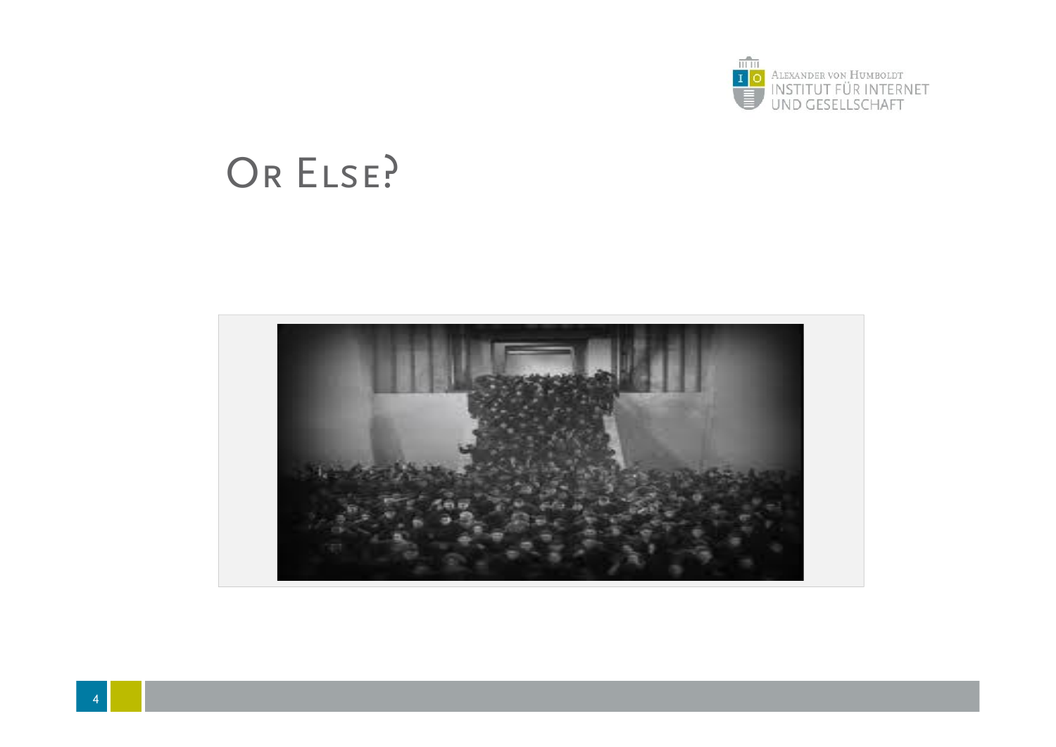# Or Else?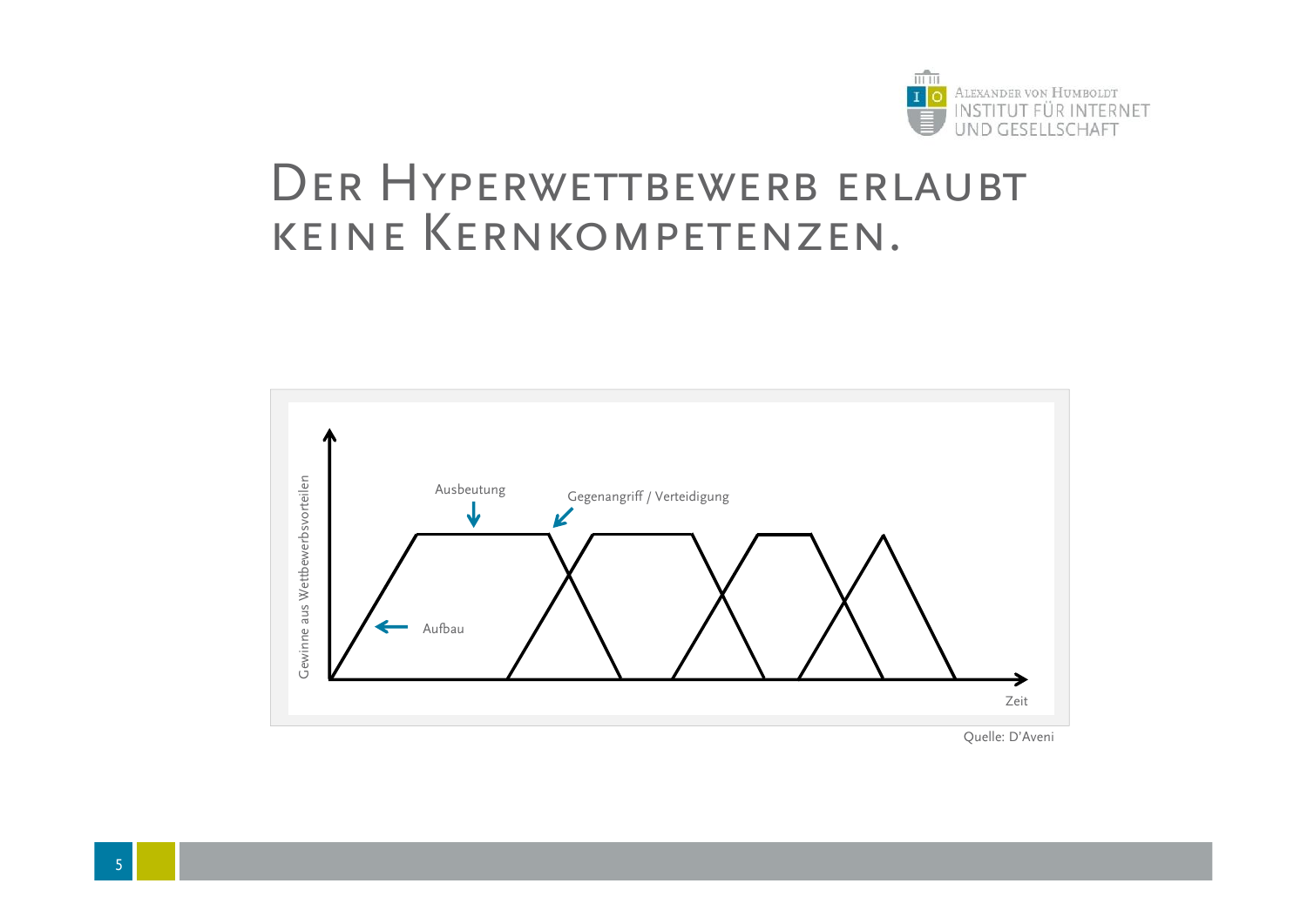# Der Hyperwettbewerb erlaubt keine Kernkompetenzen.

Gewinne aus Wettbewerbsvorteilen

Ausbeutung

Gegenangriff / Verteidigung

Aufbau

Zeit

Quelle: D'Aveni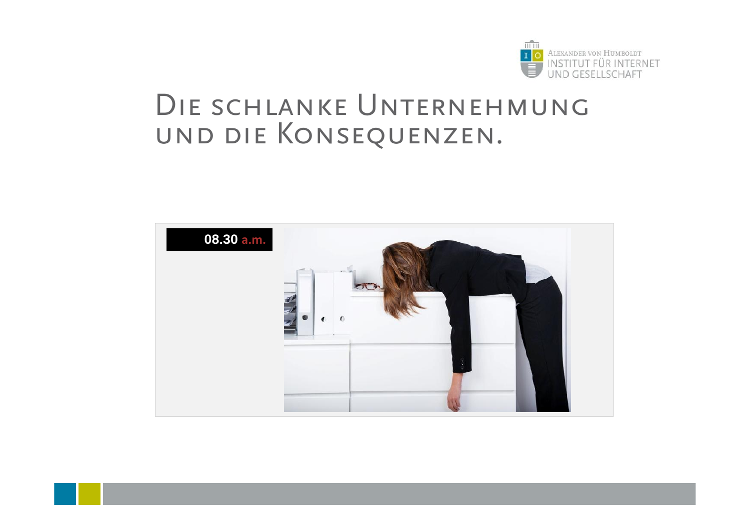# Die schlanke Unternehmung und die Konsequenzen.

08.30 a.m.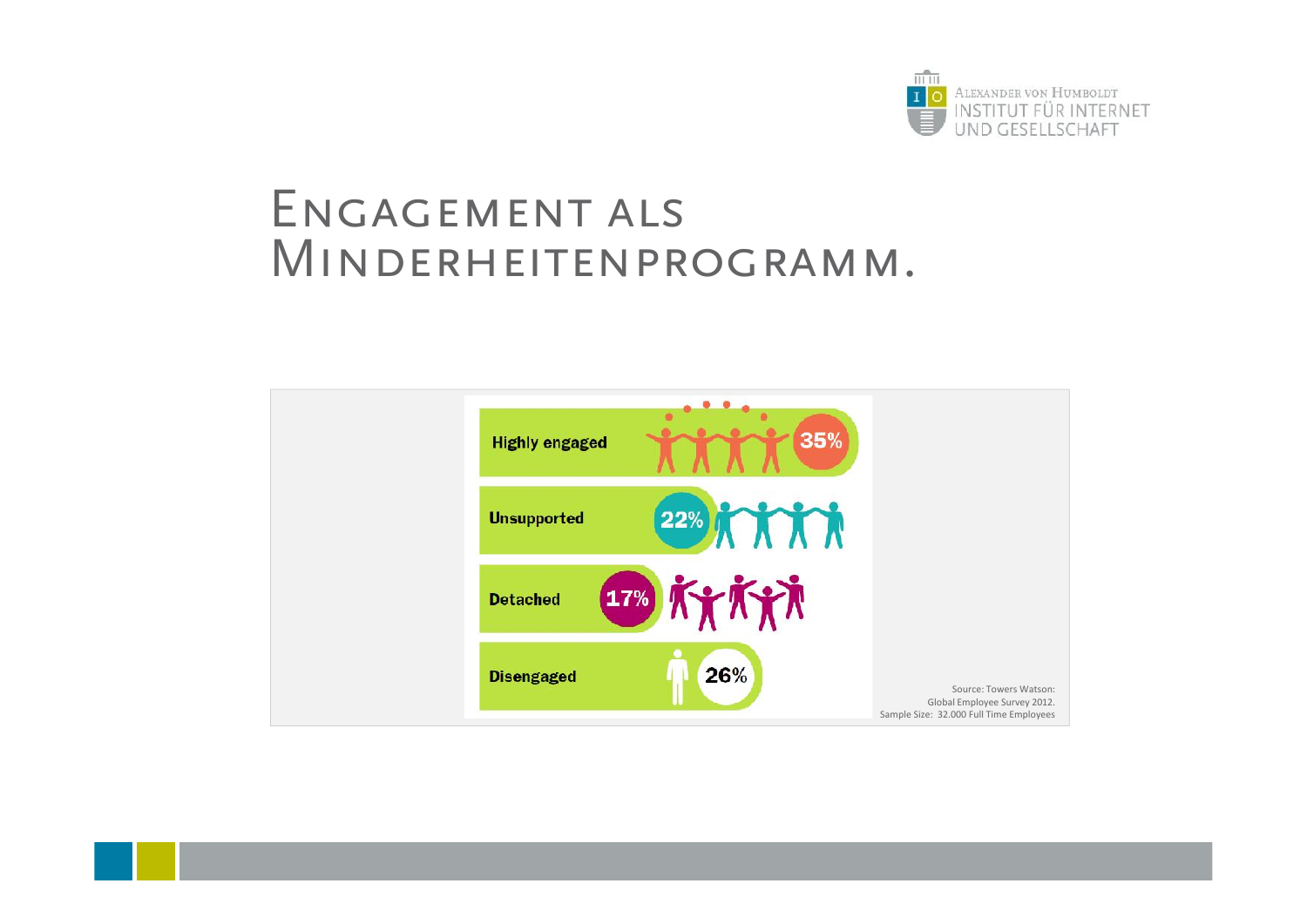# Engagement als Minderheitenprogramm.

- Highly engaged: 35%
- Unsupported: 22%
- Detached: 17%
- Disengaged: 26%

Source: Towers Watson: Global Employee Survey 2012. Sample Size: 32.000 Full Time Employees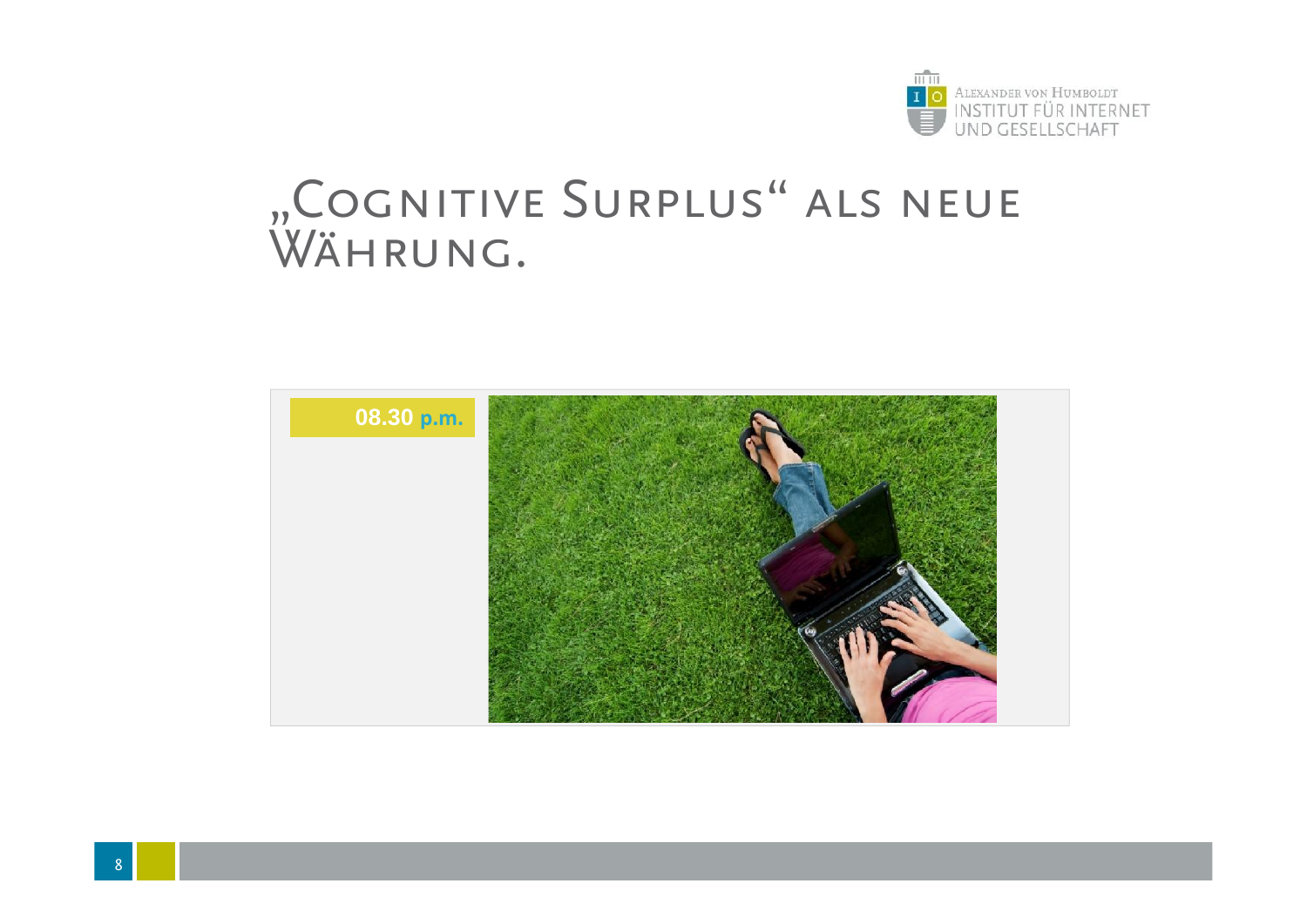# „Cognitive Surplus" als neue Währung.

08.30 p.m.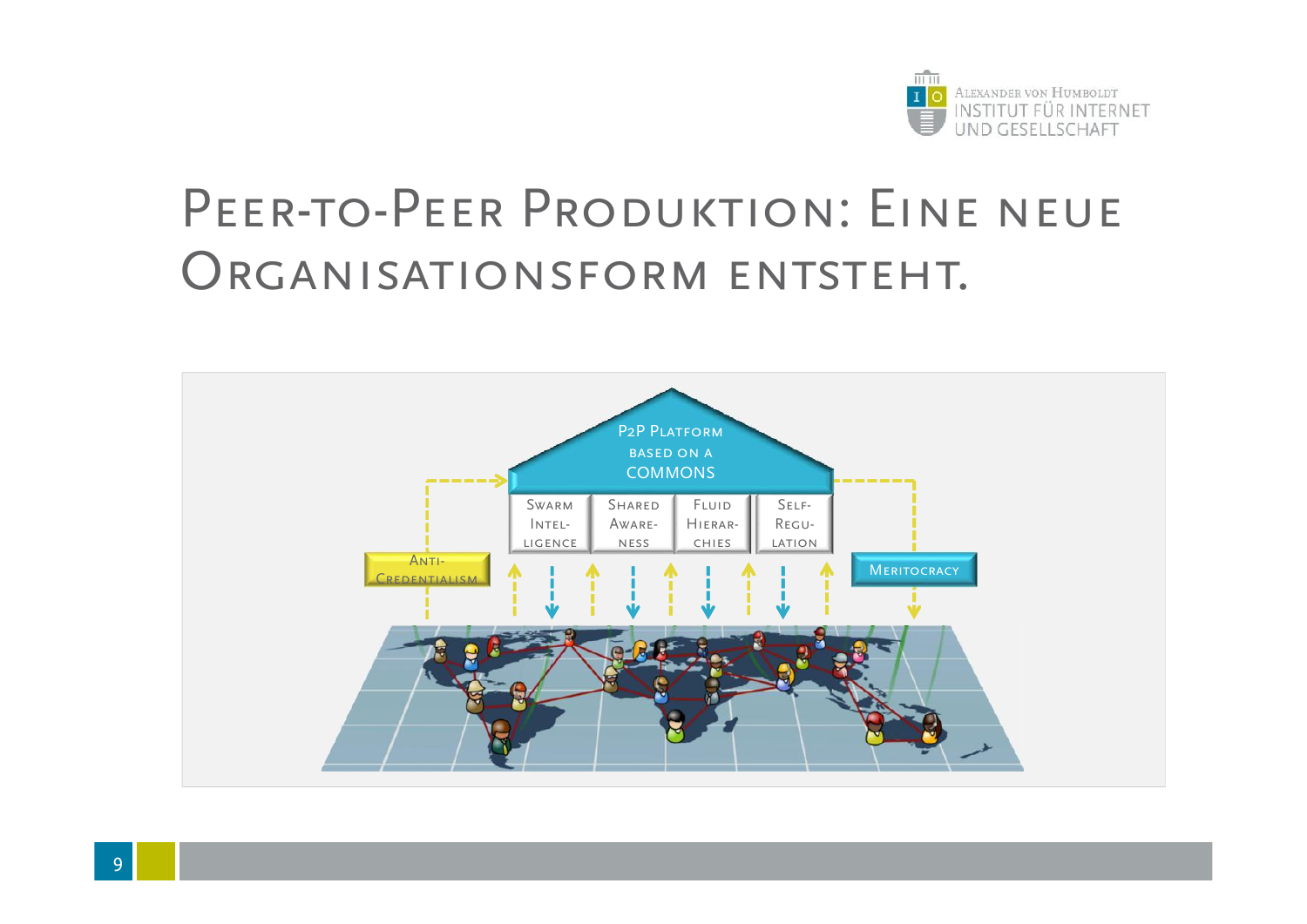# Peer-to-Peer Produktion: Eine neue Organisationsform entsteht.

P2P Platform based on a commons

Swarm Intelligence | Shared Awareness | Fluid Hierarchies | Self-Regulation

Anti-Credentialism

Meritocracy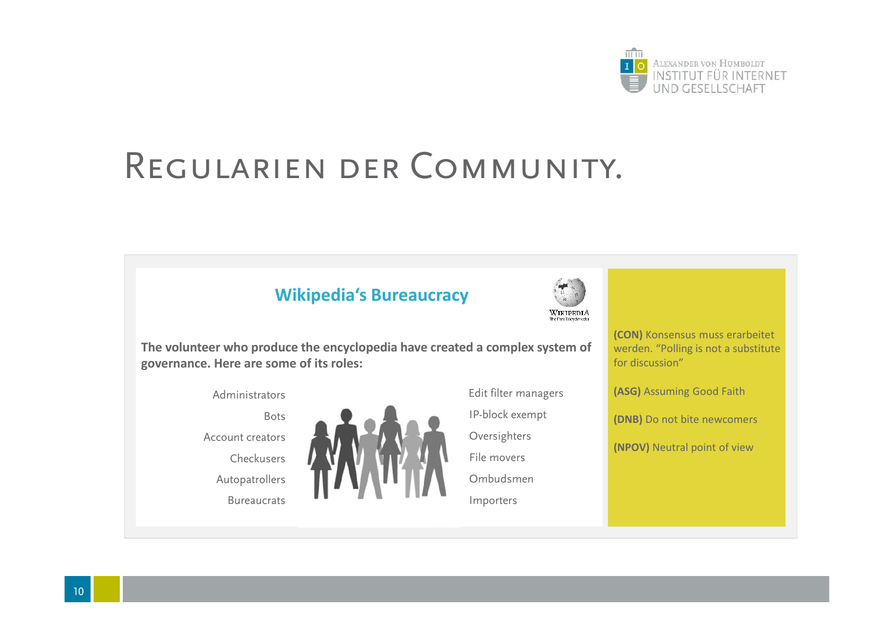# Regularien der Community.

## Wikipedia's Bureaucracy

**The volunteer who produce the encyclopedia have created a complex system of governance. Here are some of its roles:**

- Administrators
- Bots
- Account creators
- Checkusers
- Autopatrollers
- Bureaucrats
- Edit filter managers
- IP-block exempt
- Oversighters
- File movers
- Ombudsmen
- Importers

**(CON)** Konsensus muss erarbeitet werden. "Polling is not a substitute for discussion"

**(ASG)** Assuming Good Faith

**(DNB)** Do not bite newcomers

**(NPOV)** Neutral point of view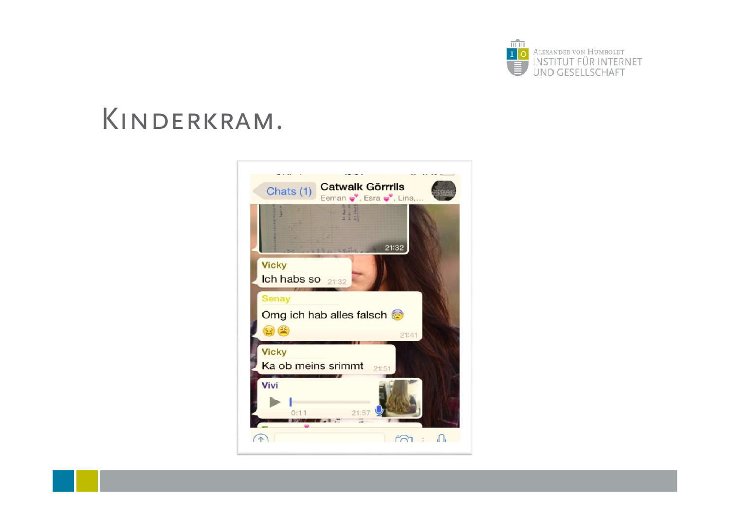# Kinderkram.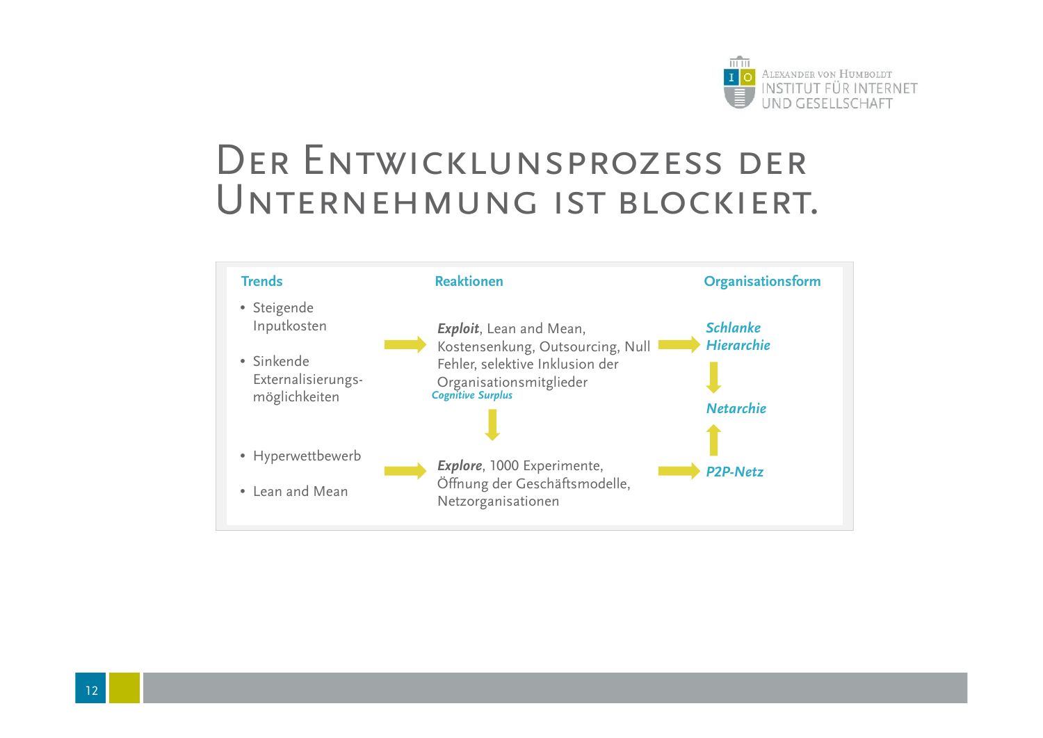# Der Entwicklunsprozess der Unternehmung ist blockiert.

| Trends | Reaktionen | Organisationsform |
|---|---|---|
| • Steigende Inputkosten<br>• Sinkende Externalisierungs-möglichkeiten | ➡ ***Exploit***, Lean and Mean, Kostensenkung, Outsourcing, Null Fehler, selektive Inklusion der Organisationsmitglieder<br>*Cognitive Surplus* | ➡ ***Schlanke Hierarchie*** |
| | ⬇ | ⬇ ***Netarchie*** ⬆ |
| • Hyperwettbewerb<br>• Lean and Mean | ➡ ***Explore***, 1000 Experimente, Öffnung der Geschäftsmodelle, Netzorganisationen | ➡ ***P2P-Netz*** |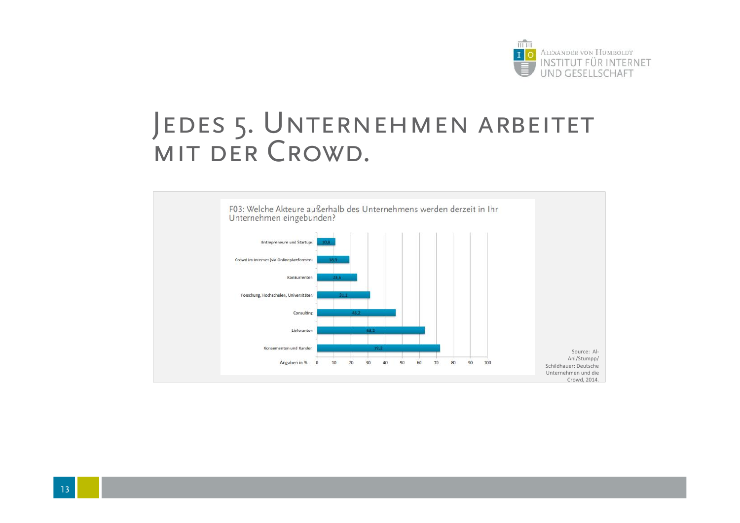# Jedes 5. Unternehmen arbeitet mit der Crowd.

F03: Welche Akteure außerhalb des Unternehmens werden derzeit in Ihr Unternehmen eingebunden?

| Akteure | Angaben in % |
|---|---|
| Entrepreneure und Startups | 10,8 |
| Crowd im Internet (via Onlineplattformen) | 18,9 |
| Konkurrenten | 23,6 |
| Forschung, Hochschulen, Universitäten | 31,1 |
| Consulting | 46,2 |
| Lieferanten | 63,2 |
| Konsumenten und Kunden | 72,2 |

Source: Al-Ani/Stumpp/Schildhauer: Deutsche Unternehmen und die Crowd, 2014.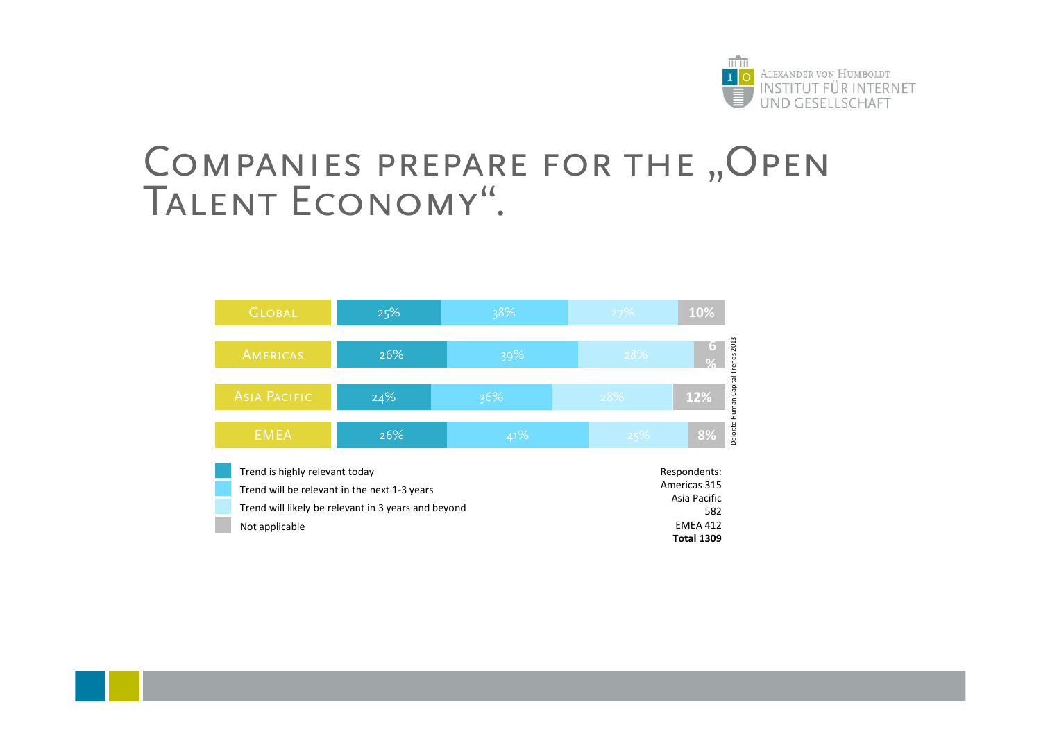# Companies prepare for the „Open Talent Economy".

| | Trend is highly relevant today | Trend will be relevant in the next 1-3 years | Trend will likely be relevant in 3 years and beyond | Not applicable |
|---|---|---|---|---|
| Global | 25% | 38% | 27% | 10% |
| Americas | 26% | 39% | 28% | 6% |
| Asia Pacific | 24% | 36% | 28% | 12% |
| EMEA | 26% | 41% | 25% | 8% |

Respondents:
Americas 315
Asia Pacific 582
EMEA 412
**Total 1309**

Deloitte Human Capital Trends 2013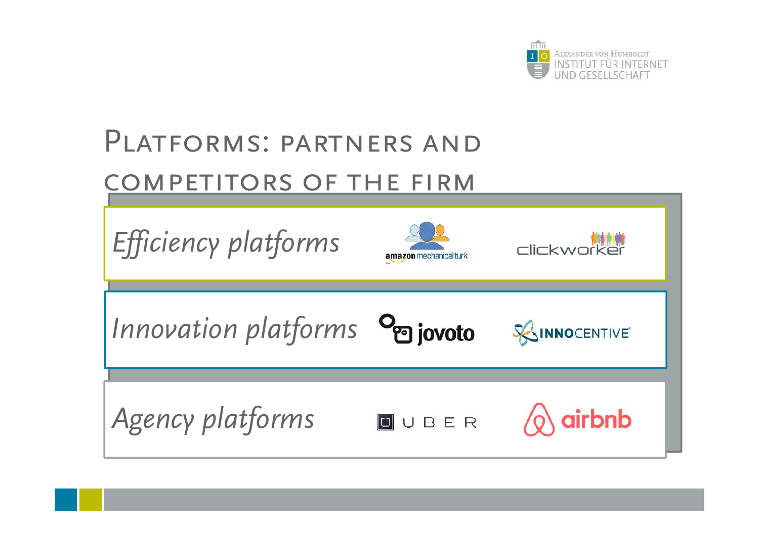# Platforms: partners and competitors of the firm

| | | |
|---|---|---|
| *Efficiency platforms* | amazon mechanical turk | clickworker |
| *Innovation platforms* | jovoto | INNOCENTIVE |
| *Agency platforms* | UBER | airbnb |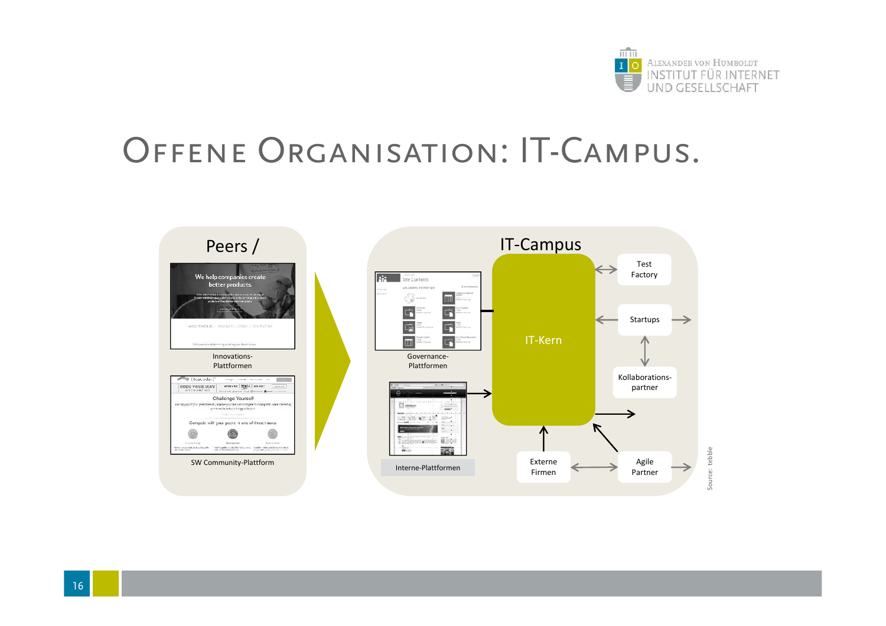# Offene Organisation: IT-Campus.

Peers /

Innovations-Plattformen

SW Community-Plattform

IT-Campus

Governance-Plattformen

Interne-Plattformen

IT-Kern

Test Factory

Startups

Kollaborations-partner

Externe Firmen

Agile Partner

Source: tebble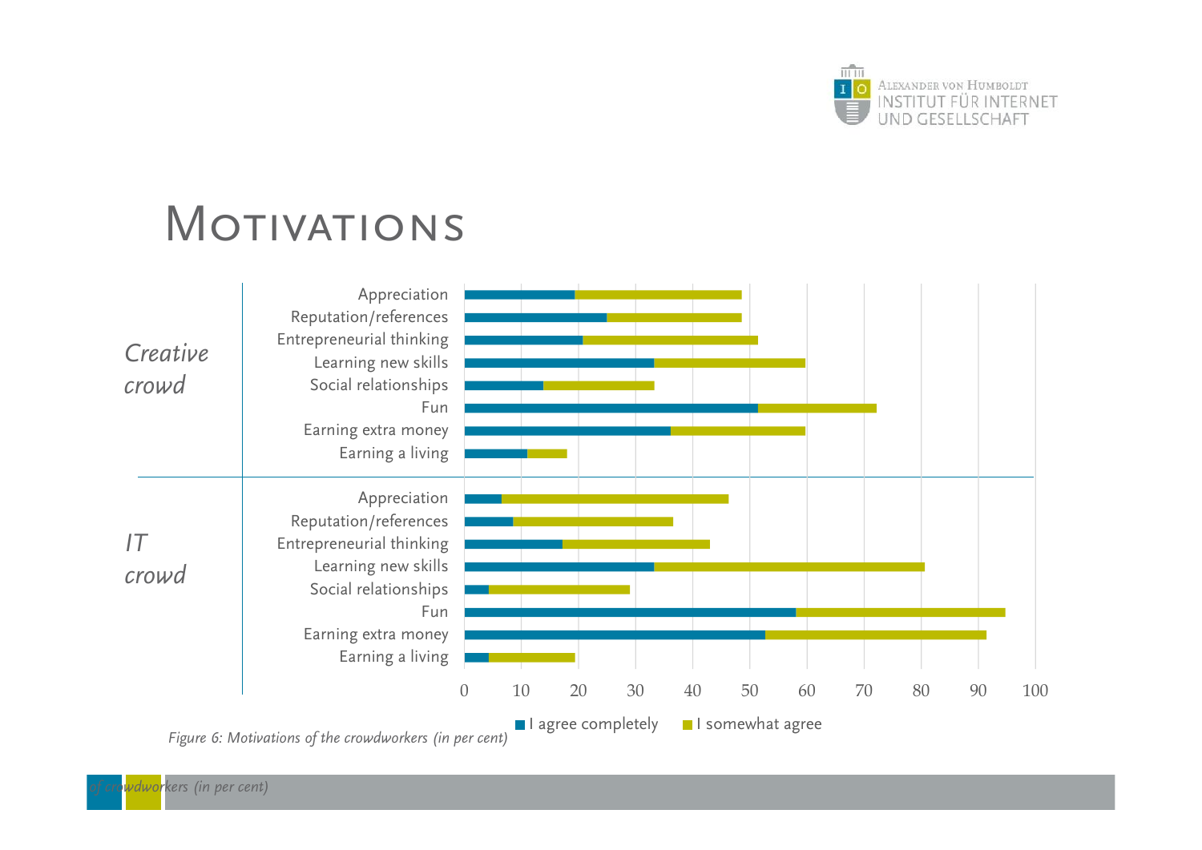# MOTIVATIONS

| | | I agree completely | I somewhat agree |
|---|---|---|---|
| Creative crowd | Appreciation | | |
| | Reputation/references | | |
| | Entrepreneurial thinking | | |
| | Learning new skills | | |
| | Social relationships | | |
| | Fun | | |
| | Earning extra money | | |
| | Earning a living | | |
| IT crowd | Appreciation | | |
| | Reputation/references | | |
| | Entrepreneurial thinking | | |
| | Learning new skills | | |
| | Social relationships | | |
| | Fun | | |
| | Earning extra money | | |
| | Earning a living | | |

*Figure 6: Motivations of the crowdworkers (in per cent)*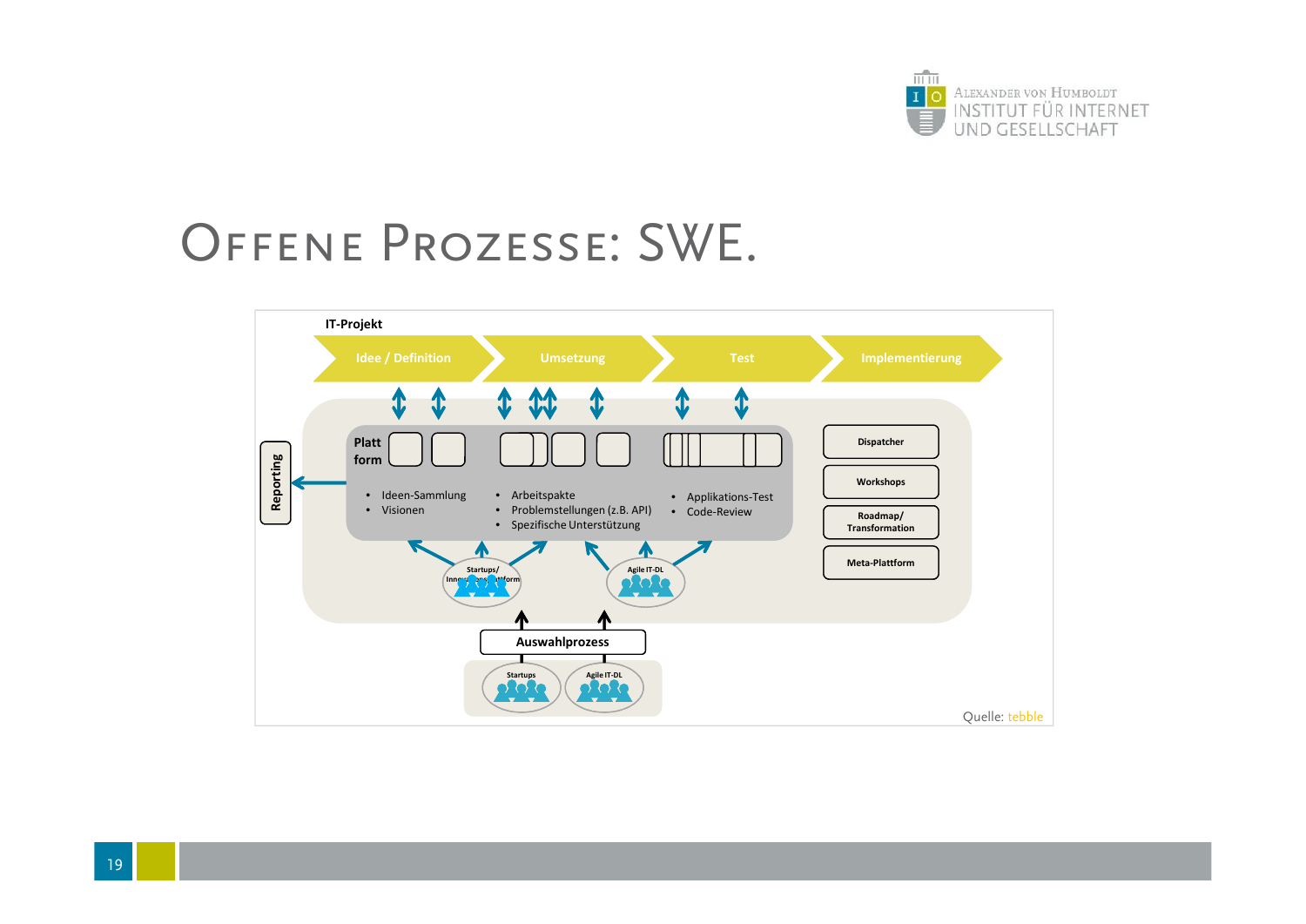# Offene Prozesse: SWE.

**IT-Projekt**

Idee / Definition → Umsetzung → Test → Implementierung

**Plattform**

- Ideen-Sammlung
- Visionen

- Arbeitspakte
- Problemstellungen (z.B. API)
- Spezifische Unterstützung

- Applikations-Test
- Code-Review

Reporting

Dispatcher

Workshops

Roadmap/ Transformation

Meta-Plattform

Startups/ Innovationsplattform

Agile IT-DL

Auswahlprozess

Startups

Agile IT-DL

Quelle: tebble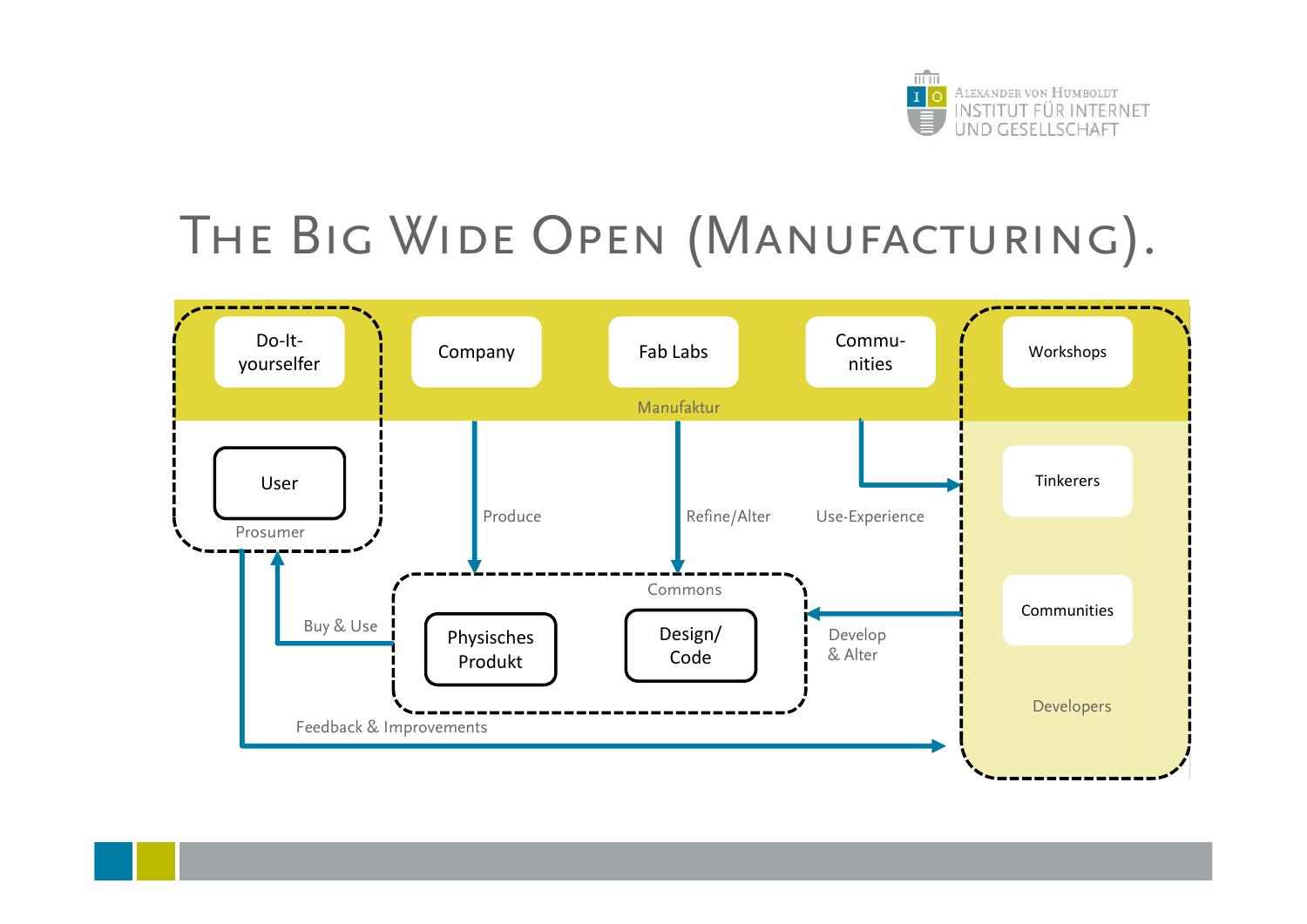# The Big Wide Open (Manufacturing).

Do-It-yourselfer

Company

Fab Labs

Commu-nities

Workshops

Manufaktur

User

Prosumer

Produce

Refine/Alter

Use-Experience

Tinkerers

Communities

Developers

Commons

Physisches Produkt

Design/ Code

Develop & Alter

Buy & Use

Feedback & Improvements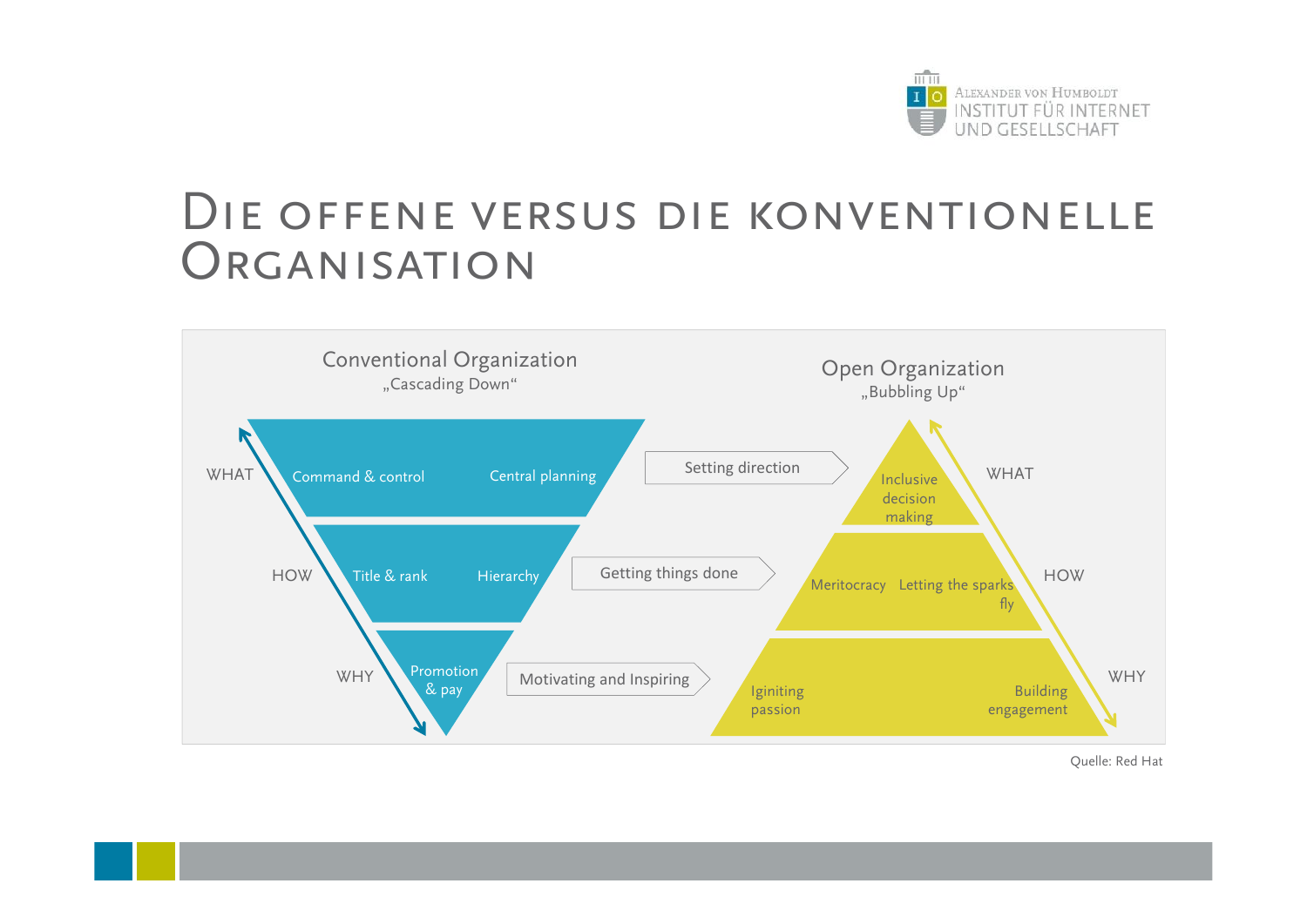# Die offene versus die konventionelle Organisation

| | Conventional Organization „Cascading Down“ | | Open Organization „Bubbling Up“ |
|---|---|---|---|
| WHAT | Command & control, Central planning | Setting direction | Inclusive decision making |
| HOW | Title & rank, Hierarchy | Getting things done | Meritocracy, Letting the sparks fly |
| WHY | Promotion & pay | Motivating and Inspiring | Iginiting passion, Building engagement |

Quelle: Red Hat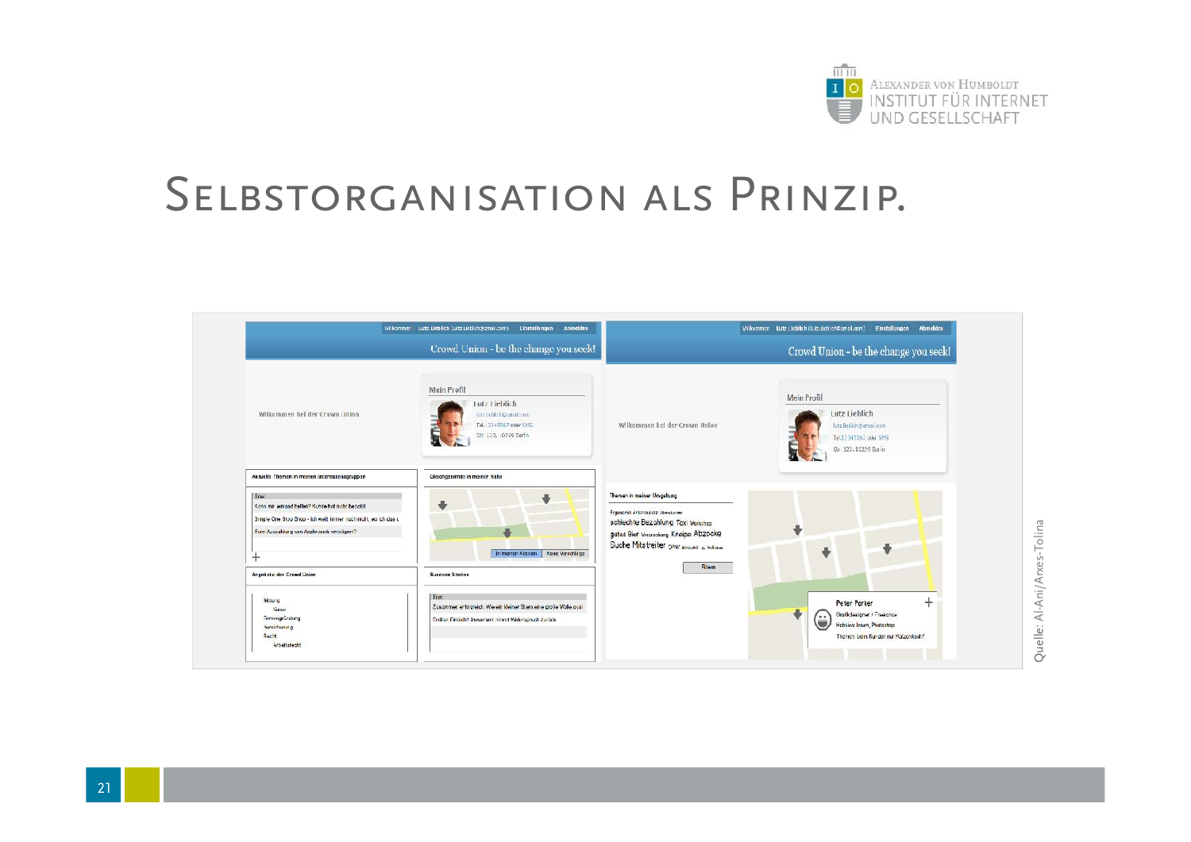# Selbstorganisation als Prinzip.

Quelle: Al-Ani/Arxes-Tolina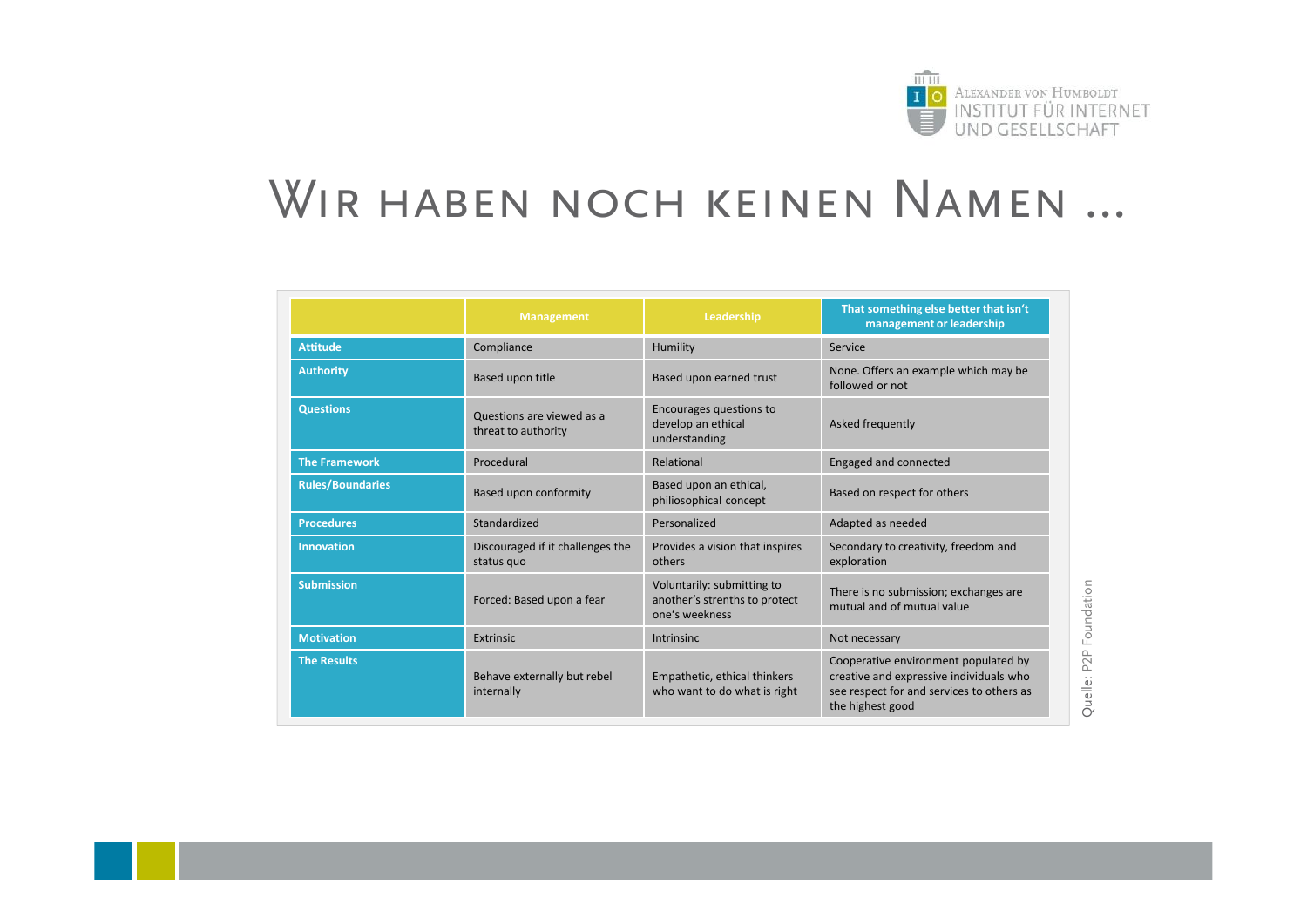# Wir haben noch keinen Namen …

| | Management | Leadership | That something else better that isn't management or leadership |
|---|---|---|---|
| **Attitude** | Compliance | Humility | Service |
| **Authority** | Based upon title | Based upon earned trust | None. Offers an example which may be followed or not |
| **Questions** | Questions are viewed as a threat to authority | Encourages questions to develop an ethical understanding | Asked frequently |
| **The Framework** | Procedural | Relational | Engaged and connected |
| **Rules/Boundaries** | Based upon conformity | Based upon an ethical, philiosophical concept | Based on respect for others |
| **Procedures** | Standardized | Personalized | Adapted as needed |
| **Innovation** | Discouraged if it challenges the status quo | Provides a vision that inspires others | Secondary to creativity, freedom and exploration |
| **Submission** | Forced: Based upon a fear | Voluntarily: submitting to another's strenths to protect one's weekness | There is no submission; exchanges are mutual and of mutual value |
| **Motivation** | Extrinsic | Intrinsinc | Not necessary |
| **The Results** | Behave externally but rebel internally | Empathetic, ethical thinkers who want to do what is right | Cooperative environment populated by creative and expressive individuals who see respect for and services to others as the highest good |

Quelle: P2P Foundation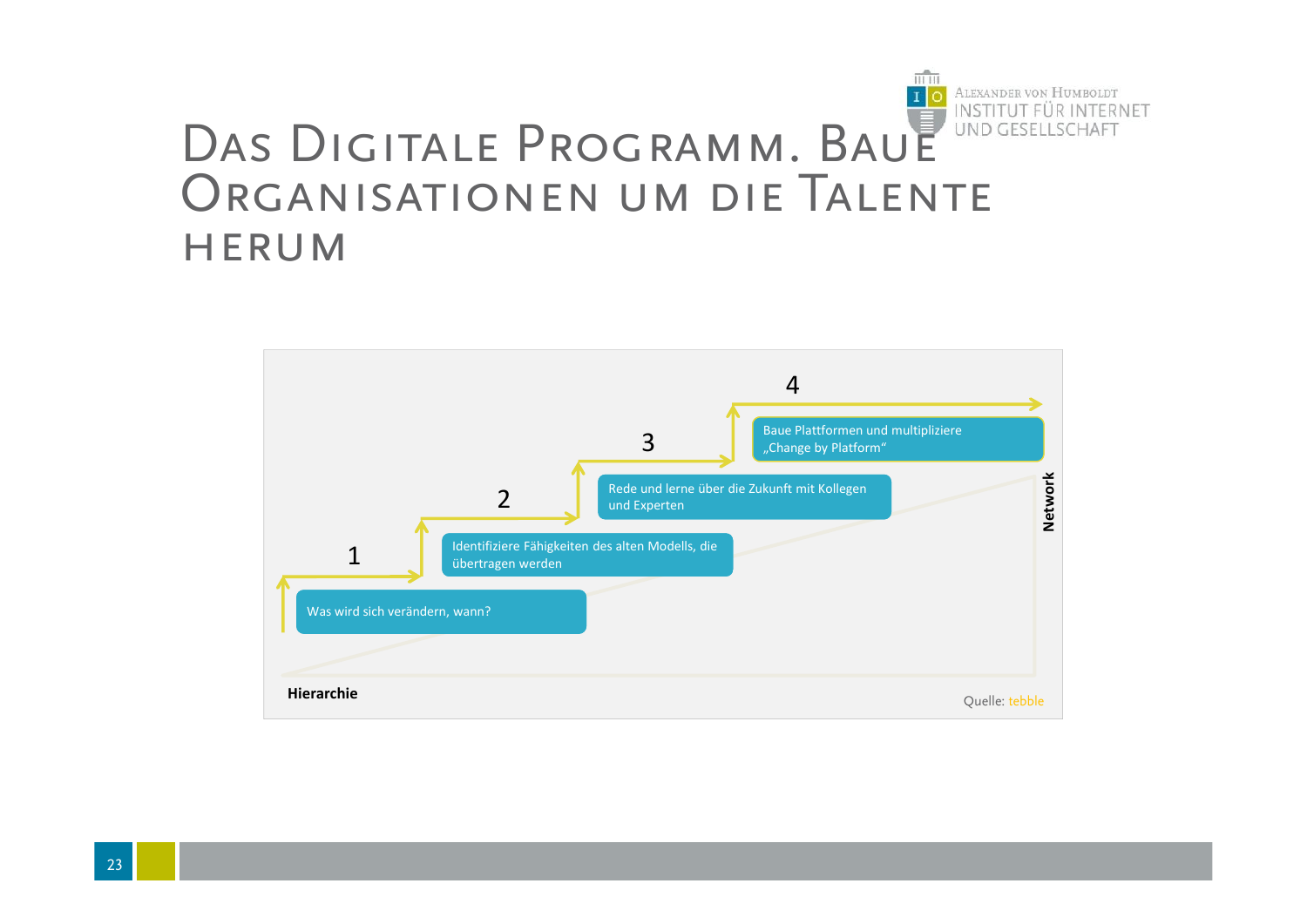# Das Digitale Programm. Baue Organisationen um die Talente herum

1. Was wird sich verändern, wann?
2. Identifiziere Fähigkeiten des alten Modells, die übertragen werden
3. Rede und lerne über die Zukunft mit Kollegen und Experten
4. Baue Plattformen und multipliziere „Change by Platform“

Hierarchie → Network

Quelle: tebble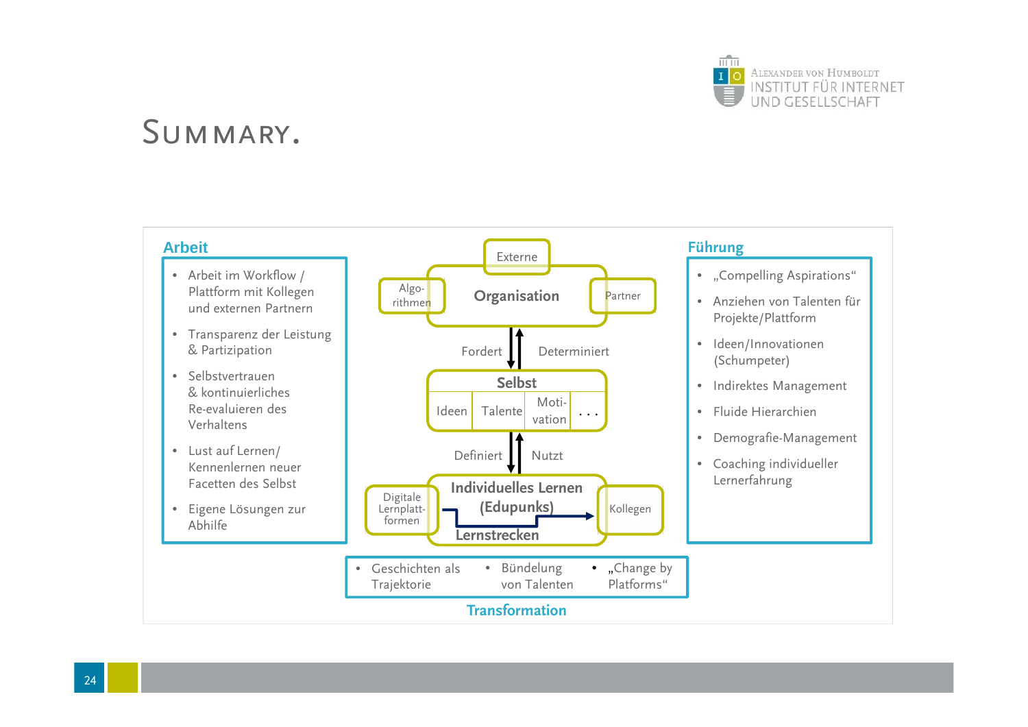# Summary.

## Arbeit

- Arbeit im Workflow / Plattform mit Kollegen und externen Partnern
- Transparenz der Leistung & Partizipation
- Selbstvertrauen & kontinuierliches Re-evaluieren des Verhaltens
- Lust auf Lernen/ Kennenlernen neuer Facetten des Selbst
- Eigene Lösungen zur Abhilfe

Externe

Algo-rithmen — **Organisation** — Partner

Fordert ↓ ↑ Determiniert

**Selbst**

| Ideen | Talente | Moti-vation | . . . |
|---|---|---|---|

Definiert ↓ ↑ Nutzt

Digitale Lernplatt-formen — **Individuelles Lernen (Edupunks)** — Kollegen

**Lernstrecken**

## Führung

- „Compelling Aspirations“
- Anziehen von Talenten für Projekte/Plattform
- Ideen/Innovationen (Schumpeter)
- Indirektes Management
- Fluide Hierarchien
- Demografie-Management
- Coaching individueller Lernerfahrung

## Transformation

- Geschichten als Trajektorie
- Bündelung von Talenten
- „Change by Platforms“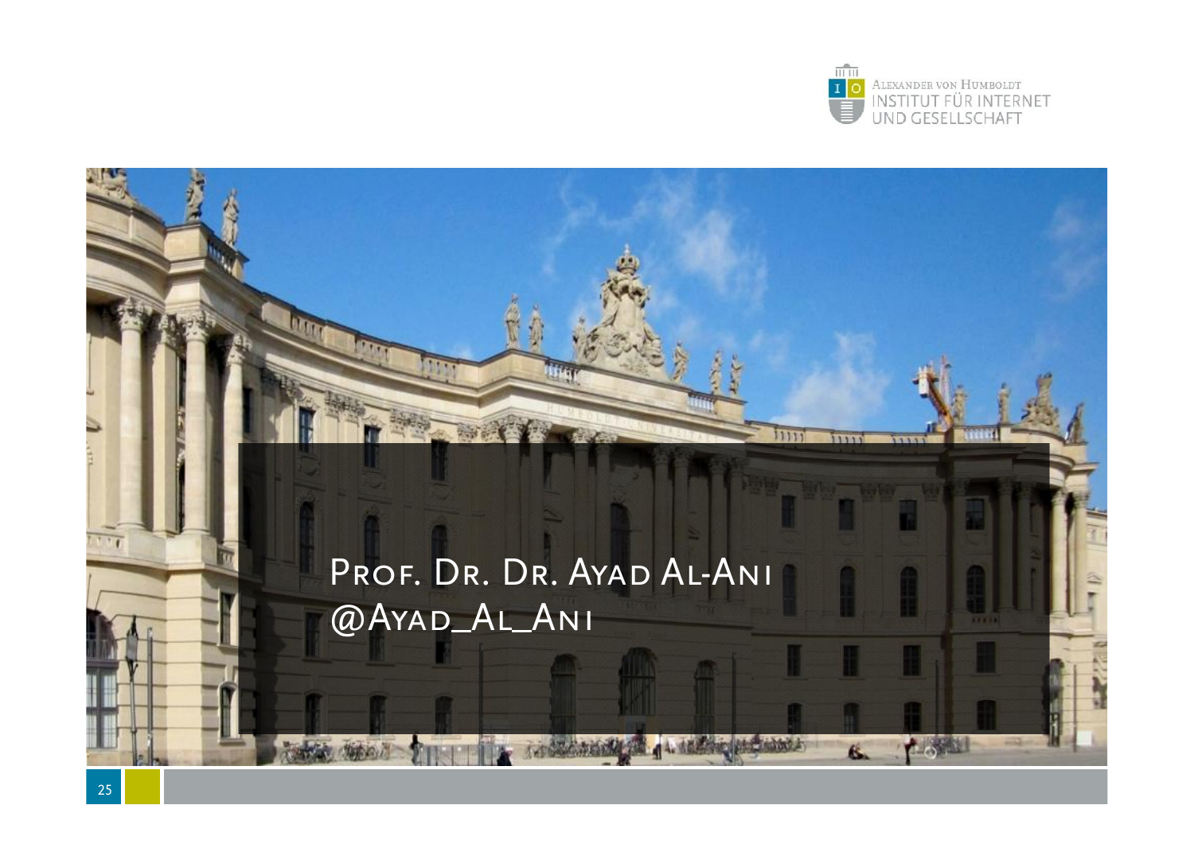Prof. Dr. Dr. Ayad Al-Ani
@Ayad_Al_Ani